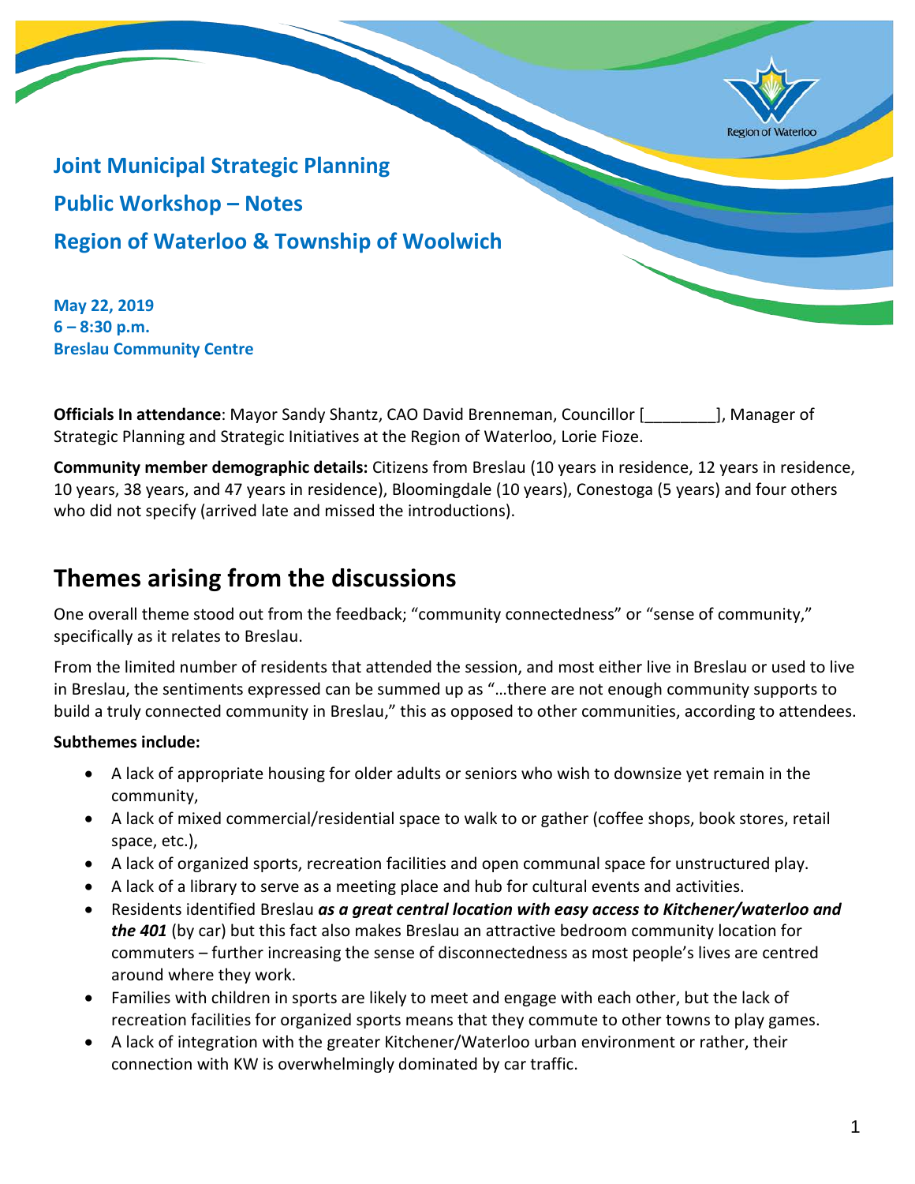# Joint Municipal Strategic Planning

## Public Workshop – Notes

## Region of Waterloo & Township of Woolwich

**May 22, 2019**
**6 – 8:30 p.m.**
**Breslau Community Centre**

**Officials In attendance**: Mayor Sandy Shantz, CAO David Brenneman, Councillor [________], Manager of Strategic Planning and Strategic Initiatives at the Region of Waterloo, Lorie Fioze.

**Community member demographic details:** Citizens from Breslau (10 years in residence, 12 years in residence, 10 years, 38 years, and 47 years in residence), Bloomingdale (10 years), Conestoga (5 years) and four others who did not specify (arrived late and missed the introductions).

# Themes arising from the discussions

One overall theme stood out from the feedback; "community connectedness" or "sense of community," specifically as it relates to Breslau.

From the limited number of residents that attended the session, and most either live in Breslau or used to live in Breslau, the sentiments expressed can be summed up as "…there are not enough community supports to build a truly connected community in Breslau," this as opposed to other communities, according to attendees.

**Subthemes include:**

- A lack of appropriate housing for older adults or seniors who wish to downsize yet remain in the community,
- A lack of mixed commercial/residential space to walk to or gather (coffee shops, book stores, retail space, etc.),
- A lack of organized sports, recreation facilities and open communal space for unstructured play.
- A lack of a library to serve as a meeting place and hub for cultural events and activities.
- Residents identified Breslau ***as a great central location with easy access to Kitchener/waterloo and the 401*** (by car) but this fact also makes Breslau an attractive bedroom community location for commuters – further increasing the sense of disconnectedness as most people's lives are centred around where they work.
- Families with children in sports are likely to meet and engage with each other, but the lack of recreation facilities for organized sports means that they commute to other towns to play games.
- A lack of integration with the greater Kitchener/Waterloo urban environment or rather, their connection with KW is overwhelmingly dominated by car traffic.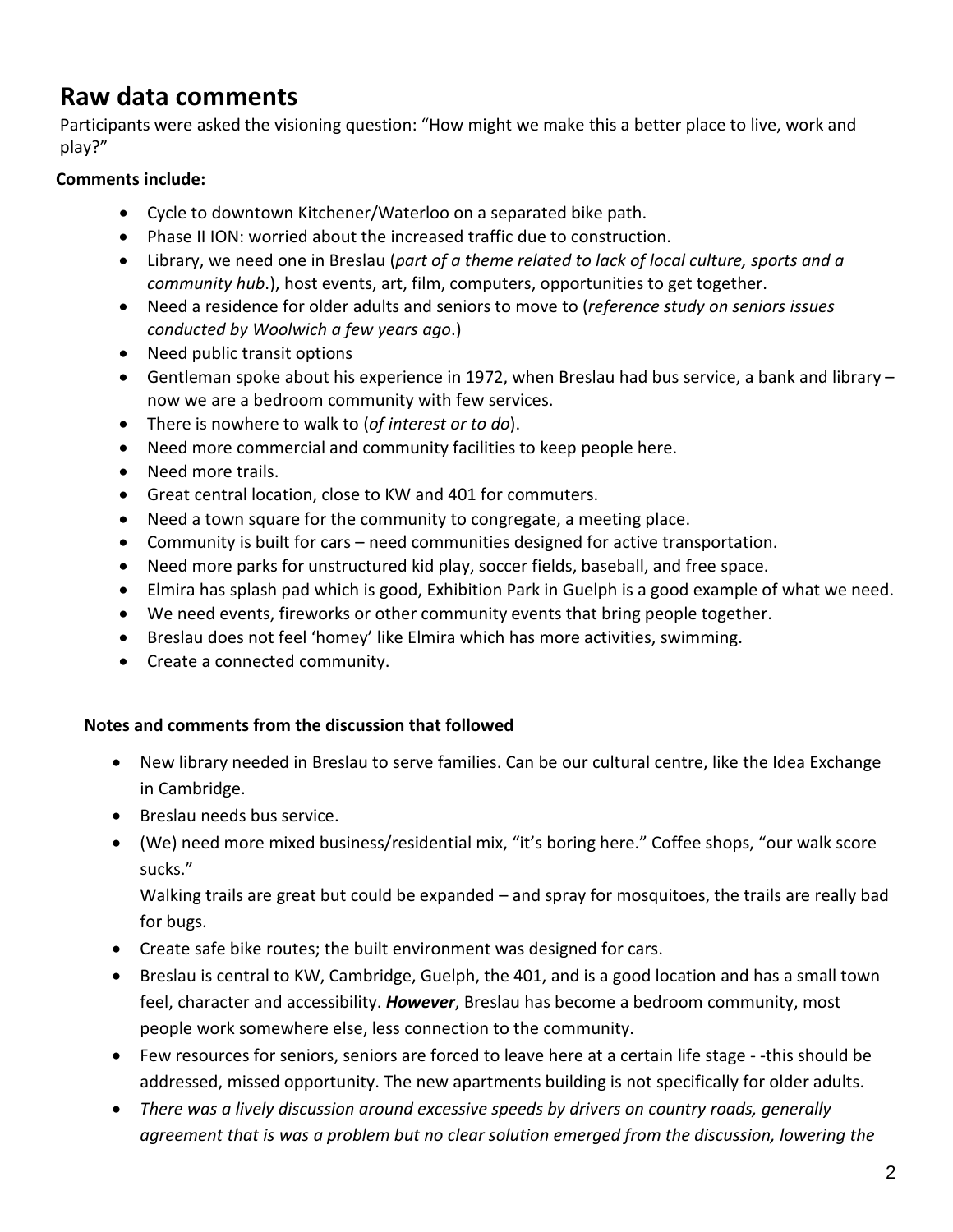# Raw data comments

Participants were asked the visioning question: "How might we make this a better place to live, work and play?"

**Comments include:**

- Cycle to downtown Kitchener/Waterloo on a separated bike path.
- Phase II ION: worried about the increased traffic due to construction.
- Library, we need one in Breslau (*part of a theme related to lack of local culture, sports and a community hub*.), host events, art, film, computers, opportunities to get together.
- Need a residence for older adults and seniors to move to (*reference study on seniors issues conducted by Woolwich a few years ago*.)
- Need public transit options
- Gentleman spoke about his experience in 1972, when Breslau had bus service, a bank and library – now we are a bedroom community with few services.
- There is nowhere to walk to (*of interest or to do*).
- Need more commercial and community facilities to keep people here.
- Need more trails.
- Great central location, close to KW and 401 for commuters.
- Need a town square for the community to congregate, a meeting place.
- Community is built for cars – need communities designed for active transportation.
- Need more parks for unstructured kid play, soccer fields, baseball, and free space.
- Elmira has splash pad which is good, Exhibition Park in Guelph is a good example of what we need.
- We need events, fireworks or other community events that bring people together.
- Breslau does not feel 'homey' like Elmira which has more activities, swimming.
- Create a connected community.

**Notes and comments from the discussion that followed**

- New library needed in Breslau to serve families. Can be our cultural centre, like the Idea Exchange in Cambridge.
- Breslau needs bus service.
- (We) need more mixed business/residential mix, "it's boring here." Coffee shops, "our walk score sucks."

  Walking trails are great but could be expanded – and spray for mosquitoes, the trails are really bad for bugs.
- Create safe bike routes; the built environment was designed for cars.
- Breslau is central to KW, Cambridge, Guelph, the 401, and is a good location and has a small town feel, character and accessibility. ***However***, Breslau has become a bedroom community, most people work somewhere else, less connection to the community.
- Few resources for seniors, seniors are forced to leave here at a certain life stage - -this should be addressed, missed opportunity. The new apartments building is not specifically for older adults.
- *There was a lively discussion around excessive speeds by drivers on country roads, generally agreement that is was a problem but no clear solution emerged from the discussion, lowering the*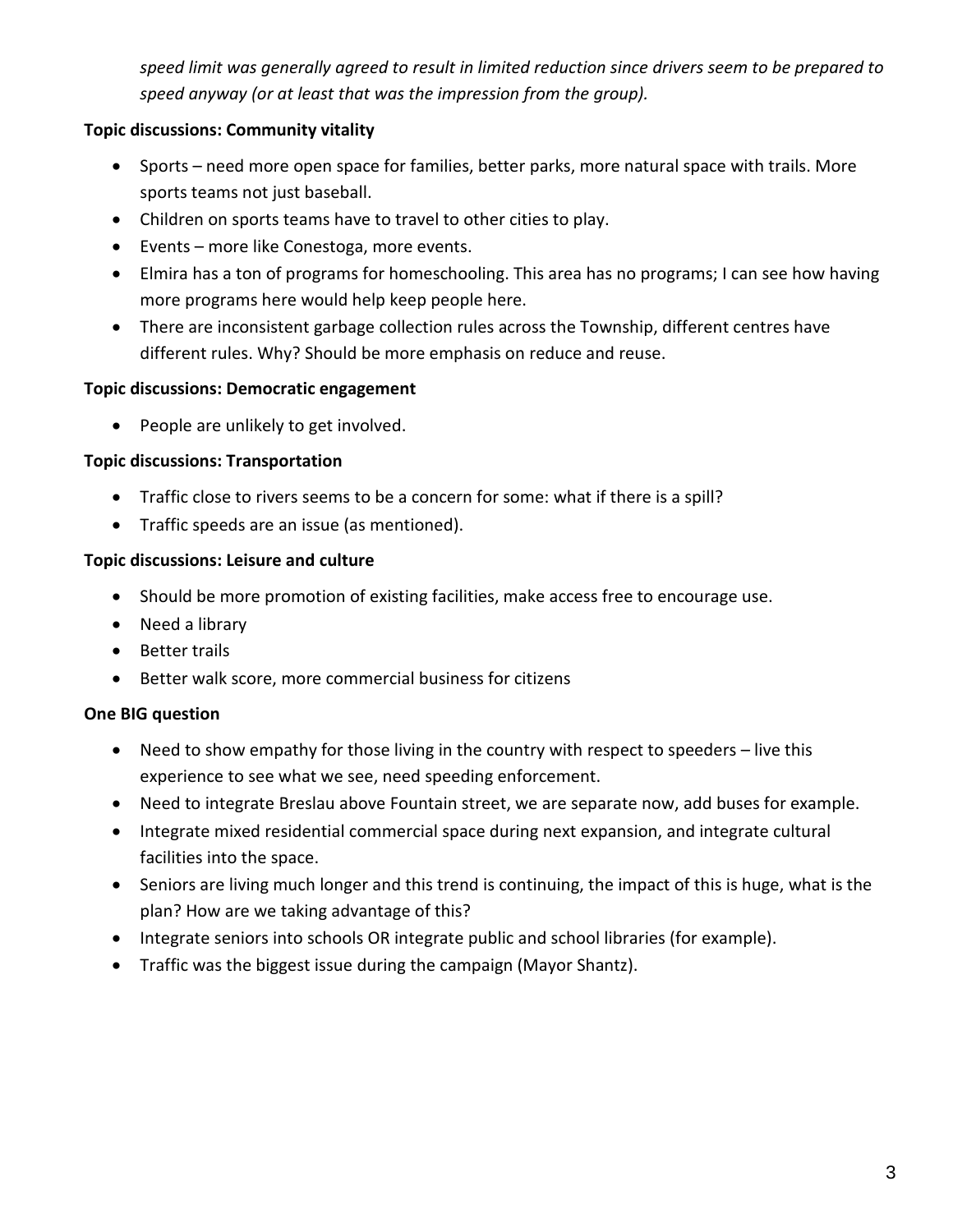*speed limit was generally agreed to result in limited reduction since drivers seem to be prepared to speed anyway (or at least that was the impression from the group).*

**Topic discussions: Community vitality**

- Sports – need more open space for families, better parks, more natural space with trails. More sports teams not just baseball.
- Children on sports teams have to travel to other cities to play.
- Events – more like Conestoga, more events.
- Elmira has a ton of programs for homeschooling. This area has no programs; I can see how having more programs here would help keep people here.
- There are inconsistent garbage collection rules across the Township, different centres have different rules. Why? Should be more emphasis on reduce and reuse.

**Topic discussions: Democratic engagement**

- People are unlikely to get involved.

**Topic discussions: Transportation**

- Traffic close to rivers seems to be a concern for some: what if there is a spill?
- Traffic speeds are an issue (as mentioned).

**Topic discussions: Leisure and culture**

- Should be more promotion of existing facilities, make access free to encourage use.
- Need a library
- Better trails
- Better walk score, more commercial business for citizens

**One BIG question**

- Need to show empathy for those living in the country with respect to speeders – live this experience to see what we see, need speeding enforcement.
- Need to integrate Breslau above Fountain street, we are separate now, add buses for example.
- Integrate mixed residential commercial space during next expansion, and integrate cultural facilities into the space.
- Seniors are living much longer and this trend is continuing, the impact of this is huge, what is the plan? How are we taking advantage of this?
- Integrate seniors into schools OR integrate public and school libraries (for example).
- Traffic was the biggest issue during the campaign (Mayor Shantz).